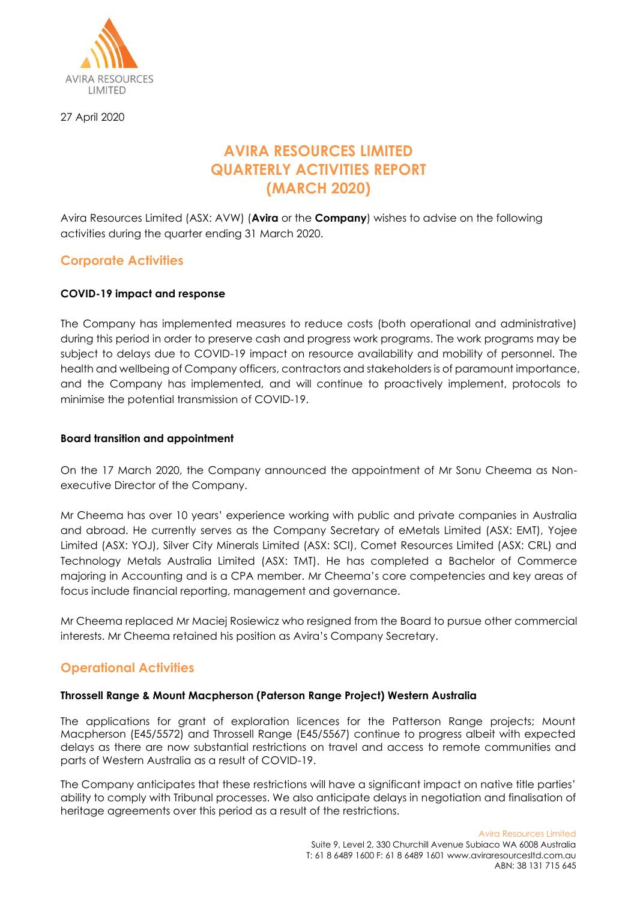AVIRA RESOURCES LIMITED

27 April 2020

# AVIRA RESOURCES LIMITED QUARTERLY ACTIVITIES REPORT (MARCH 2020)

Avira Resources Limited (ASX: AVW) (**Avira** or the **Company**) wishes to advise on the following activities during the quarter ending 31 March 2020.

## Corporate Activities

### COVID-19 impact and response

The Company has implemented measures to reduce costs (both operational and administrative) during this period in order to preserve cash and progress work programs. The work programs may be subject to delays due to COVID-19 impact on resource availability and mobility of personnel. The health and wellbeing of Company officers, contractors and stakeholders is of paramount importance, and the Company has implemented, and will continue to proactively implement, protocols to minimise the potential transmission of COVID-19.

### Board transition and appointment

On the 17 March 2020, the Company announced the appointment of Mr Sonu Cheema as Non-executive Director of the Company.

Mr Cheema has over 10 years' experience working with public and private companies in Australia and abroad. He currently serves as the Company Secretary of eMetals Limited (ASX: EMT), Yojee Limited (ASX: YOJ), Silver City Minerals Limited (ASX: SCI), Comet Resources Limited (ASX: CRL) and Technology Metals Australia Limited (ASX: TMT). He has completed a Bachelor of Commerce majoring in Accounting and is a CPA member. Mr Cheema's core competencies and key areas of focus include financial reporting, management and governance.

Mr Cheema replaced Mr Maciej Rosiewicz who resigned from the Board to pursue other commercial interests. Mr Cheema retained his position as Avira's Company Secretary.

## Operational Activities

### Throssell Range & Mount Macpherson (Paterson Range Project) Western Australia

The applications for grant of exploration licences for the Patterson Range projects; Mount Macpherson (E45/5572) and Throssell Range (E45/5567) continue to progress albeit with expected delays as there are now substantial restrictions on travel and access to remote communities and parts of Western Australia as a result of COVID-19.

The Company anticipates that these restrictions will have a significant impact on native title parties' ability to comply with Tribunal processes. We also anticipate delays in negotiation and finalisation of heritage agreements over this period as a result of the restrictions.

Avira Resources Limited
Suite 9, Level 2, 330 Churchill Avenue Subiaco WA 6008 Australia
T: 61 8 6489 1600 F: 61 8 6489 1601 www.aviraresourcesltd.com.au
ABN: 38 131 715 645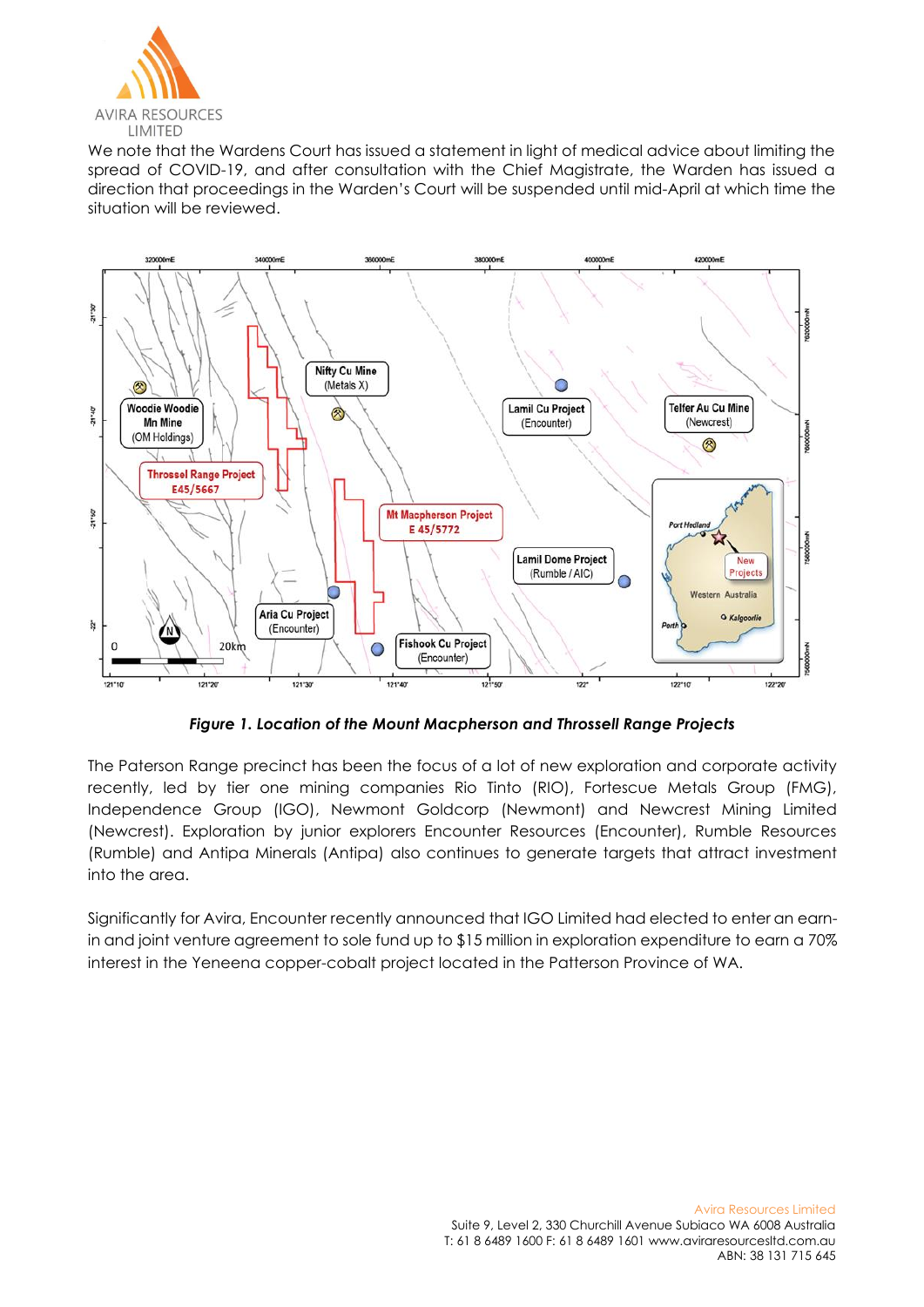We note that the Wardens Court has issued a statement in light of medical advice about limiting the spread of COVID-19, and after consultation with the Chief Magistrate, the Warden has issued a direction that proceedings in the Warden's Court will be suspended until mid-April at which time the situation will be reviewed.

***Figure 1. Location of the Mount Macpherson and Throssell Range Projects***

The Paterson Range precinct has been the focus of a lot of new exploration and corporate activity recently, led by tier one mining companies Rio Tinto (RIO), Fortescue Metals Group (FMG), Independence Group (IGO), Newmont Goldcorp (Newmont) and Newcrest Mining Limited (Newcrest). Exploration by junior explorers Encounter Resources (Encounter), Rumble Resources (Rumble) and Antipa Minerals (Antipa) also continues to generate targets that attract investment into the area.

Significantly for Avira, Encounter recently announced that IGO Limited had elected to enter an earn-in and joint venture agreement to sole fund up to $15 million in exploration expenditure to earn a 70% interest in the Yeneena copper-cobalt project located in the Patterson Province of WA.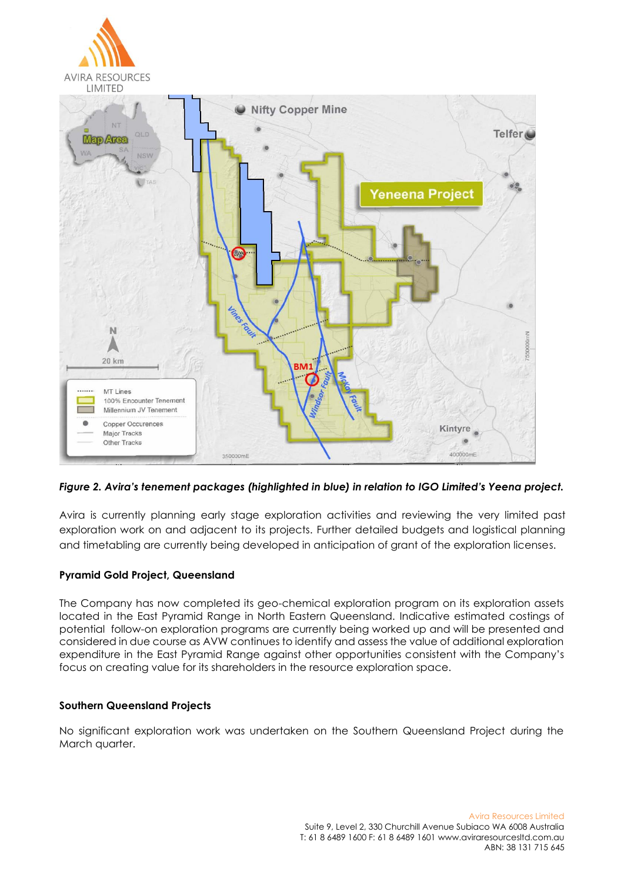*Figure 2. Avira's tenement packages (highlighted in blue) in relation to IGO Limited's Yeena project.*

Avira is currently planning early stage exploration activities and reviewing the very limited past exploration work on and adjacent to its projects. Further detailed budgets and logistical planning and timetabling are currently being developed in anticipation of grant of the exploration licenses.

**Pyramid Gold Project, Queensland**

The Company has now completed its geo-chemical exploration program on its exploration assets located in the East Pyramid Range in North Eastern Queensland. Indicative estimated costings of potential follow-on exploration programs are currently being worked up and will be presented and considered in due course as AVW continues to identify and assess the value of additional exploration expenditure in the East Pyramid Range against other opportunities consistent with the Company's focus on creating value for its shareholders in the resource exploration space.

**Southern Queensland Projects**

No significant exploration work was undertaken on the Southern Queensland Project during the March quarter.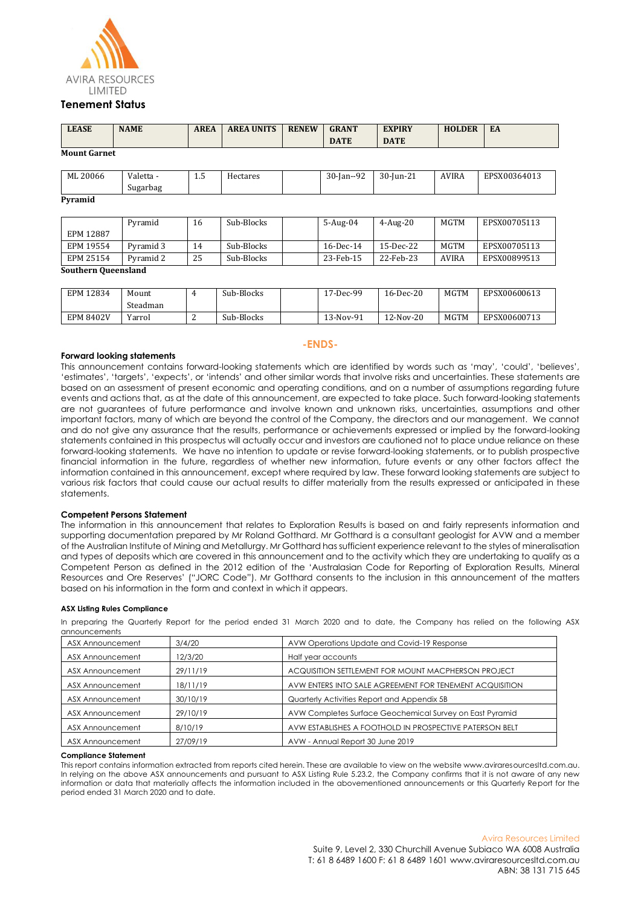AVIRA RESOURCES LIMITED

## Tenement Status

| LEASE | NAME | AREA | AREA UNITS | RENEW | GRANT DATE | EXPIRY DATE | HOLDER | EA |
|---|---|---|---|---|---|---|---|---|
| **Mount Garnet** | | | | | | | | |
| ML 20066 | Valetta - Sugarbag | 1.5 | Hectares | | 30-Jan--92 | 30-Jun-21 | AVIRA | EPSX00364013 |
| **Pyramid** | | | | | | | | |
| EPM 12887 | Pyramid | 16 | Sub-Blocks | | 5-Aug-04 | 4-Aug-20 | MGTM | EPSX00705113 |
| EPM 19554 | Pyramid 3 | 14 | Sub-Blocks | | 16-Dec-14 | 15-Dec-22 | MGTM | EPSX00705113 |
| EPM 25154 | Pyramid 2 | 25 | Sub-Blocks | | 23-Feb-15 | 22-Feb-23 | AVIRA | EPSX00899513 |
| **Southern Queensland** | | | | | | | | |
| EPM 12834 | Mount Steadman | 4 | Sub-Blocks | | 17-Dec-99 | 16-Dec-20 | MGTM | EPSX00600613 |
| EPM 8402V | Yarrol | 2 | Sub-Blocks | | 13-Nov-91 | 12-Nov-20 | MGTM | EPSX00600713 |

**-ENDS-**

### Forward looking statements

This announcement contains forward-looking statements which are identified by words such as 'may', 'could', 'believes', 'estimates', 'targets', 'expects', or 'intends' and other similar words that involve risks and uncertainties. These statements are based on an assessment of present economic and operating conditions, and on a number of assumptions regarding future events and actions that, as at the date of this announcement, are expected to take place. Such forward-looking statements are not guarantees of future performance and involve known and unknown risks, uncertainties, assumptions and other important factors, many of which are beyond the control of the Company, the directors and our management. We cannot and do not give any assurance that the results, performance or achievements expressed or implied by the forward-looking statements contained in this prospectus will actually occur and investors are cautioned not to place undue reliance on these forward-looking statements. We have no intention to update or revise forward-looking statements, or to publish prospective financial information in the future, regardless of whether new information, future events or any other factors affect the information contained in this announcement, except where required by law. These forward looking statements are subject to various risk factors that could cause our actual results to differ materially from the results expressed or anticipated in these statements.

### Competent Persons Statement

The information in this announcement that relates to Exploration Results is based on and fairly represents information and supporting documentation prepared by Mr Roland Gotthard. Mr Gotthard is a consultant geologist for AVW and a member of the Australian Institute of Mining and Metallurgy. Mr Gotthard has sufficient experience relevant to the styles of mineralisation and types of deposits which are covered in this announcement and to the activity which they are undertaking to qualify as a Competent Person as defined in the 2012 edition of the 'Australasian Code for Reporting of Exploration Results, Mineral Resources and Ore Reserves' ("JORC Code"). Mr Gotthard consents to the inclusion in this announcement of the matters based on his information in the form and context in which it appears.

### ASX Listing Rules Compliance

In preparing the Quarterly Report for the period ended 31 March 2020 and to date, the Company has relied on the following ASX announcements

| | | |
|---|---|---|
| ASX Announcement | 3/4/20 | AVW Operations Update and Covid-19 Response |
| ASX Announcement | 12/3/20 | Half year accounts |
| ASX Announcement | 29/11/19 | ACQUISITION SETTLEMENT FOR MOUNT MACPHERSON PROJECT |
| ASX Announcement | 18/11/19 | AVW ENTERS INTO SALE AGREEMENT FOR TENEMENT ACQUISITION |
| ASX Announcement | 30/10/19 | Quarterly Activities Report and Appendix 5B |
| ASX Announcement | 29/10/19 | AVW Completes Surface Geochemical Survey on East Pyramid |
| ASX Announcement | 8/10/19 | AVW ESTABLISHES A FOOTHOLD IN PROSPECTIVE PATERSON BELT |
| ASX Announcement | 27/09/19 | AVW - Annual Report 30 June 2019 |

### Compliance Statement

This report contains information extracted from reports cited herein. These are available to view on the website www.aviraresourcesltd.com.au. In relying on the above ASX announcements and pursuant to ASX Listing Rule 5.23.2, the Company confirms that it is not aware of any new information or data that materially affects the information included in the abovementioned announcements or this Quarterly Report for the period ended 31 March 2020 and to date.

Avira Resources Limited
Suite 9, Level 2, 330 Churchill Avenue Subiaco WA 6008 Australia
T: 61 8 6489 1600 F: 61 8 6489 1601 www.aviraresourcesltd.com.au
ABN: 38 131 715 645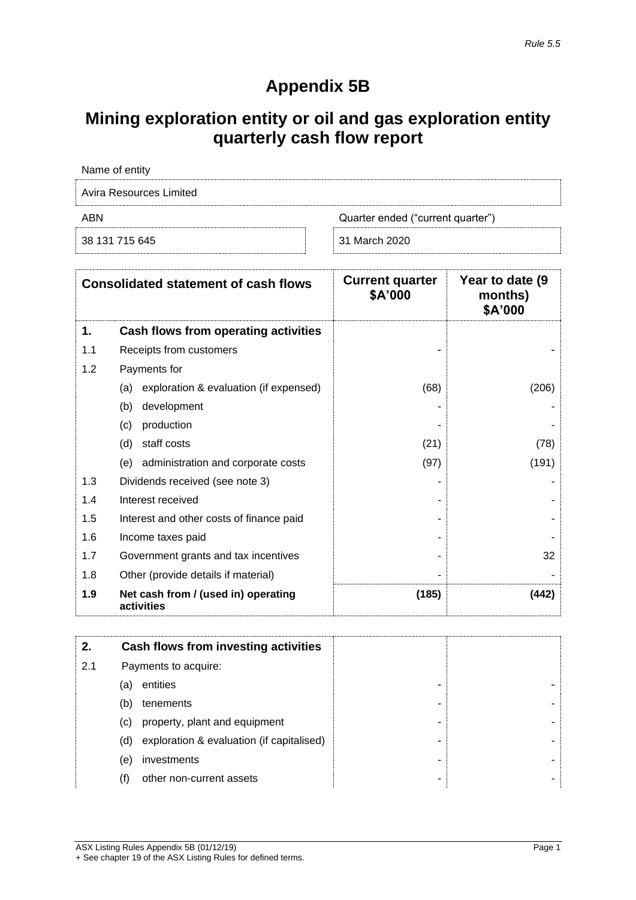*Rule 5.5*

# Appendix 5B

# Mining exploration entity or oil and gas exploration entity quarterly cash flow report

| Name of entity | |
|---|---|
| Avira Resources Limited | |
| **ABN** | **Quarter ended ("current quarter")** |
| 38 131 715 645 | 31 March 2020 |

| | Consolidated statement of cash flows | Current quarter $A'000 | Year to date (9 months) $A'000 |
|---|---|---|---|
| **1.** | **Cash flows from operating activities** | | |
| 1.1 | Receipts from customers | - | - |
| 1.2 | Payments for | | |
| | (a) exploration & evaluation (if expensed) | (68) | (206) |
| | (b) development | - | - |
| | (c) production | - | - |
| | (d) staff costs | (21) | (78) |
| | (e) administration and corporate costs | (97) | (191) |
| 1.3 | Dividends received (see note 3) | - | - |
| 1.4 | Interest received | - | - |
| 1.5 | Interest and other costs of finance paid | - | - |
| 1.6 | Income taxes paid | - | - |
| 1.7 | Government grants and tax incentives | - | 32 |
| 1.8 | Other (provide details if material) | - | - |
| **1.9** | **Net cash from / (used in) operating activities** | **(185)** | **(442)** |

| | | | |
|---|---|---|---|
| **2.** | **Cash flows from investing activities** | | |
| 2.1 | Payments to acquire: | | |
| | (a) entities | - | - |
| | (b) tenements | - | - |
| | (c) property, plant and equipment | - | - |
| | (d) exploration & evaluation (if capitalised) | - | - |
| | (e) investments | - | - |
| | (f) other non-current assets | - | - |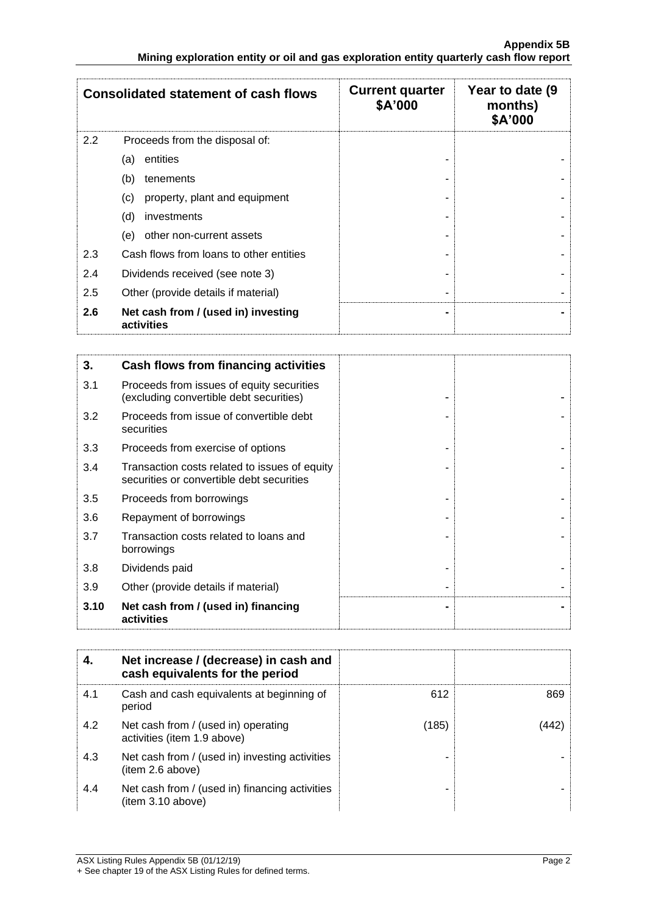| Consolidated statement of cash flows | | Current quarter $A'000 | Year to date (9 months) $A'000 |
|---|---|---|---|
| 2.2 | Proceeds from the disposal of: | | |
| | (a) entities | - | - |
| | (b) tenements | - | - |
| | (c) property, plant and equipment | - | - |
| | (d) investments | - | - |
| | (e) other non-current assets | - | - |
| 2.3 | Cash flows from loans to other entities | - | - |
| 2.4 | Dividends received (see note 3) | - | - |
| 2.5 | Other (provide details if material) | - | - |
| **2.6** | **Net cash from / (used in) investing activities** | **-** | **-** |

| **3.** | **Cash flows from financing activities** | | |
|---|---|---|---|
| 3.1 | Proceeds from issues of equity securities (excluding convertible debt securities) | - | - |
| 3.2 | Proceeds from issue of convertible debt securities | - | - |
| 3.3 | Proceeds from exercise of options | - | - |
| 3.4 | Transaction costs related to issues of equity securities or convertible debt securities | - | - |
| 3.5 | Proceeds from borrowings | - | - |
| 3.6 | Repayment of borrowings | - | - |
| 3.7 | Transaction costs related to loans and borrowings | - | - |
| 3.8 | Dividends paid | - | - |
| 3.9 | Other (provide details if material) | - | - |
| **3.10** | **Net cash from / (used in) financing activities** | **-** | **-** |

| **4.** | **Net increase / (decrease) in cash and cash equivalents for the period** | | |
|---|---|---|---|
| 4.1 | Cash and cash equivalents at beginning of period | 612 | 869 |
| 4.2 | Net cash from / (used in) operating activities (item 1.9 above) | (185) | (442) |
| 4.3 | Net cash from / (used in) investing activities (item 2.6 above) | - | - |
| 4.4 | Net cash from / (used in) financing activities (item 3.10 above) | - | - |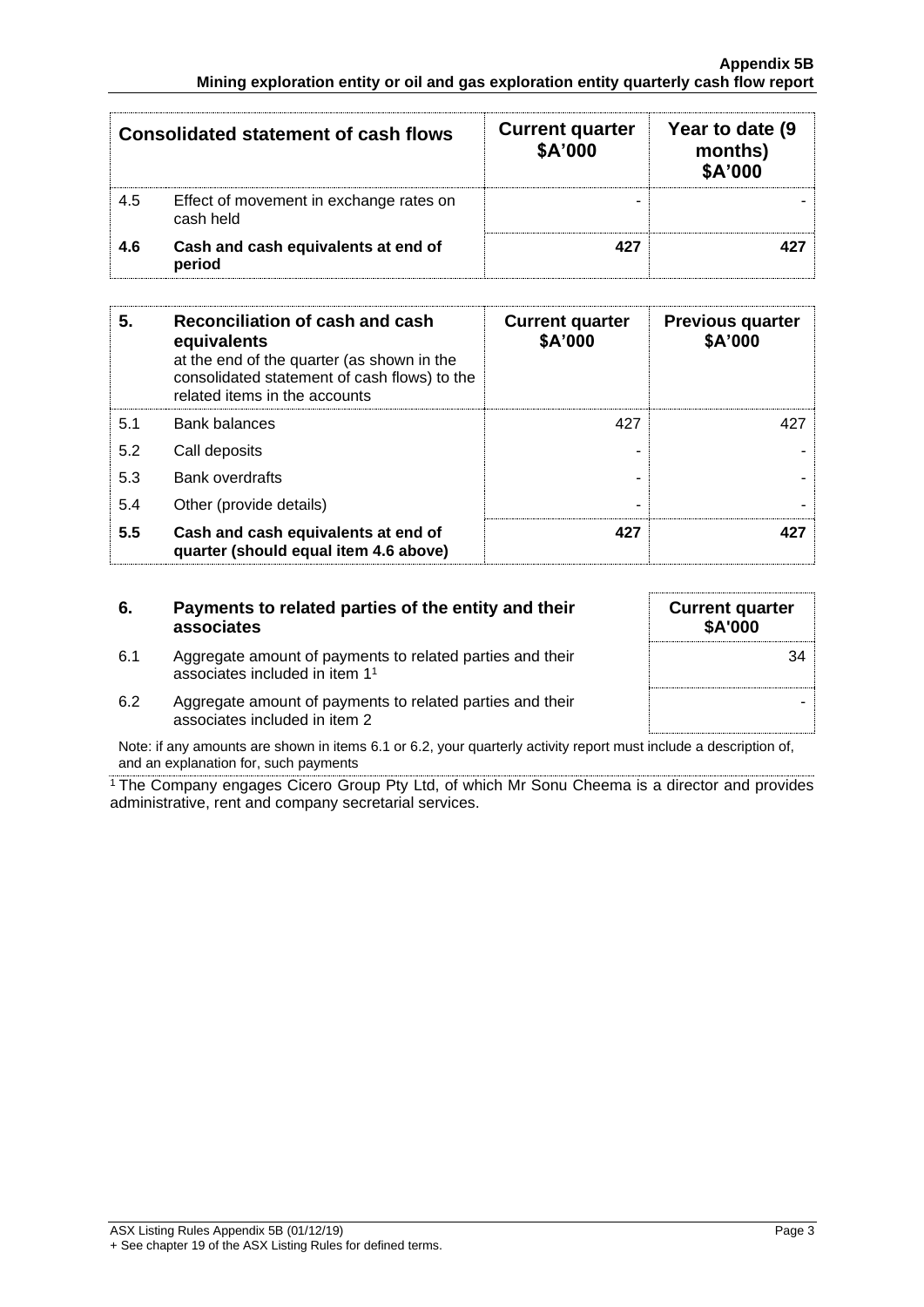| Consolidated statement of cash flows | | Current quarter $A'000 | Year to date (9 months) $A'000 |
|---|---|---|---|
| 4.5 | Effect of movement in exchange rates on cash held | - | - |
| **4.6** | **Cash and cash equivalents at end of period** | **427** | **427** |

| **5.** | **Reconciliation of cash and cash equivalents** at the end of the quarter (as shown in the consolidated statement of cash flows) to the related items in the accounts | **Current quarter $A'000** | **Previous quarter $A'000** |
|---|---|---|---|
| 5.1 | Bank balances | 427 | 427 |
| 5.2 | Call deposits | - | - |
| 5.3 | Bank overdrafts | - | - |
| 5.4 | Other (provide details) | - | - |
| **5.5** | **Cash and cash equivalents at end of quarter (should equal item 4.6 above)** | **427** | **427** |

| **6.** | **Payments to related parties of the entity and their associates** | **Current quarter $A'000** |
|---|---|---|
| 6.1 | Aggregate amount of payments to related parties and their associates included in item 1[1] | 34 |
| 6.2 | Aggregate amount of payments to related parties and their associates included in item 2 | - |

Note: if any amounts are shown in items 6.1 or 6.2, your quarterly activity report must include a description of, and an explanation for, such payments

[1] The Company engages Cicero Group Pty Ltd, of which Mr Sonu Cheema is a director and provides administrative, rent and company secretarial services.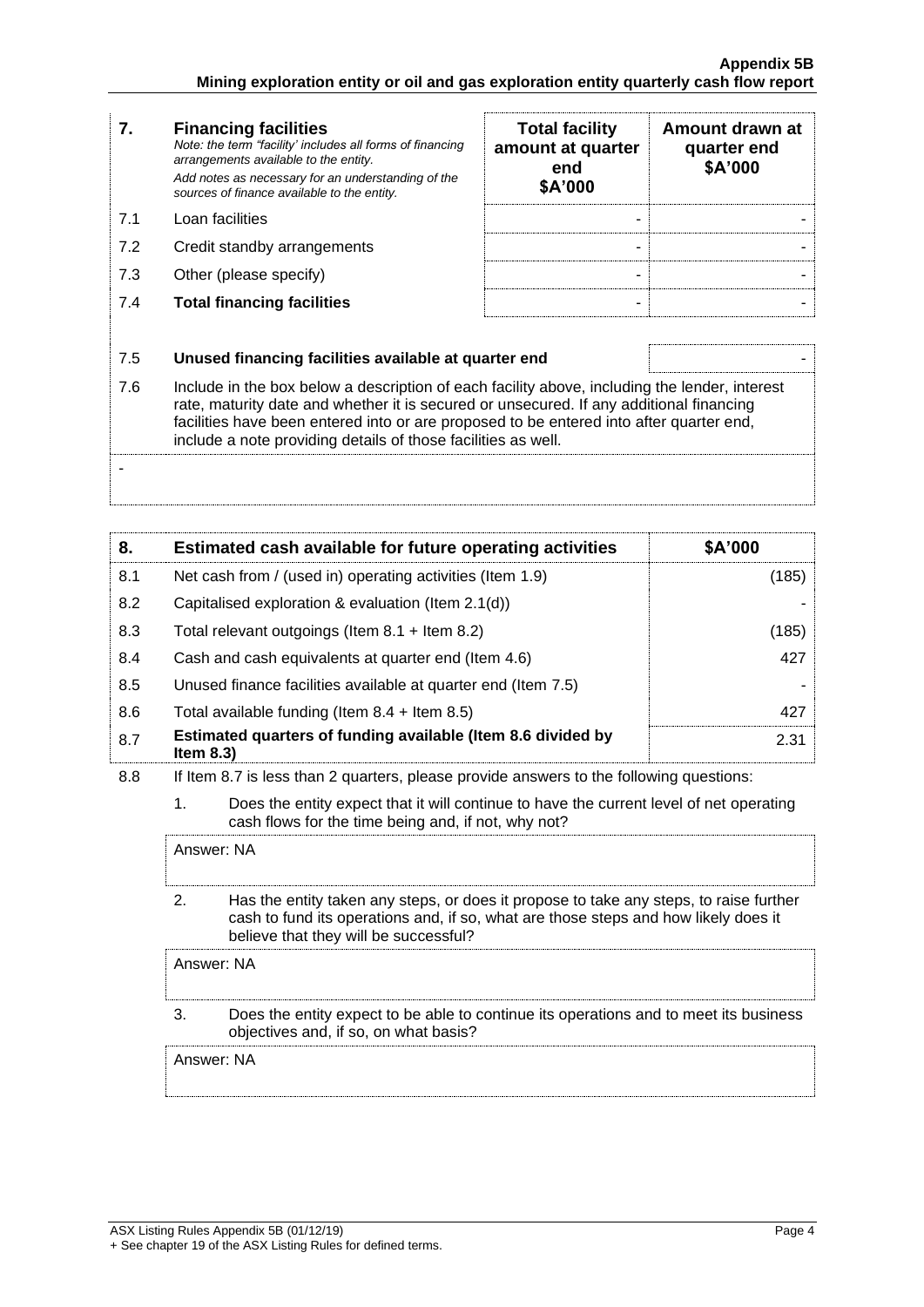| 7. | **Financing facilities**<br>*Note: the term "facility' includes all forms of financing arrangements available to the entity.*<br>*Add notes as necessary for an understanding of the sources of finance available to the entity.* | **Total facility amount at quarter end**<br>**$A'000** | **Amount drawn at quarter end**<br>**$A'000** |
|---|---|---|---|
| 7.1 | Loan facilities | - | - |
| 7.2 | Credit standby arrangements | - | - |
| 7.3 | Other (please specify) | - | - |
| 7.4 | **Total financing facilities** | - | - |

| | | |
|---|---|---|
| 7.5 | **Unused financing facilities available at quarter end** | - |
| 7.6 | Include in the box below a description of each facility above, including the lender, interest rate, maturity date and whether it is secured or unsecured. If any additional financing facilities have been entered into or are proposed to be entered into after quarter end, include a note providing details of those facilities as well. | |

-

| 8. | **Estimated cash available for future operating activities** | **$A'000** |
|---|---|---|
| 8.1 | Net cash from / (used in) operating activities (Item 1.9) | (185) |
| 8.2 | Capitalised exploration & evaluation (Item 2.1(d)) | - |
| 8.3 | Total relevant outgoings (Item 8.1 + Item 8.2) | (185) |
| 8.4 | Cash and cash equivalents at quarter end (Item 4.6) | 427 |
| 8.5 | Unused finance facilities available at quarter end (Item 7.5) | - |
| 8.6 | Total available funding (Item 8.4 + Item 8.5) | 427 |
| 8.7 | **Estimated quarters of funding available (Item 8.6 divided by Item 8.3)** | 2.31 |

8.8 If Item 8.7 is less than 2 quarters, please provide answers to the following questions:

1. Does the entity expect that it will continue to have the current level of net operating cash flows for the time being and, if not, why not?

   Answer: NA

2. Has the entity taken any steps, or does it propose to take any steps, to raise further cash to fund its operations and, if so, what are those steps and how likely does it believe that they will be successful?

   Answer: NA

3. Does the entity expect to be able to continue its operations and to meet its business objectives and, if so, on what basis?

   Answer: NA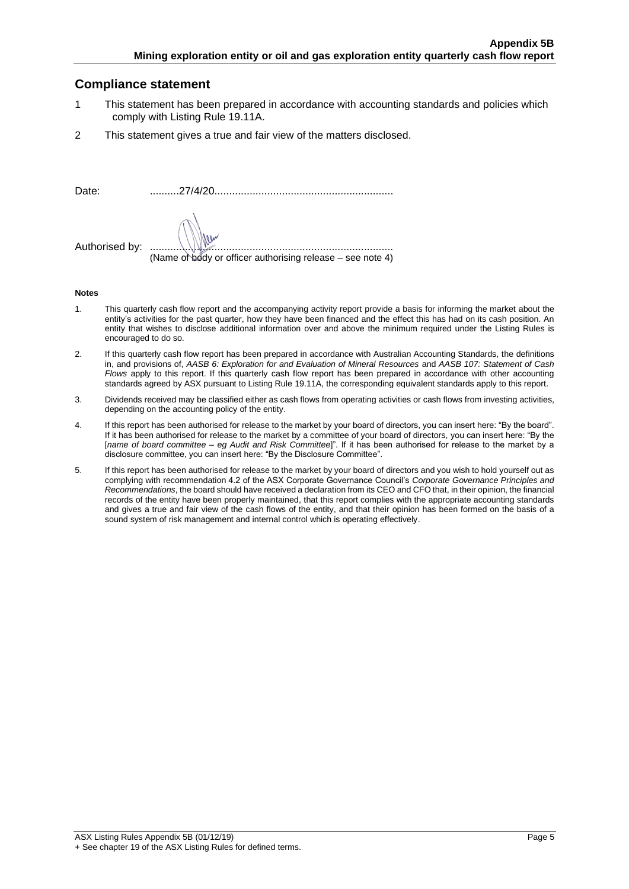## Compliance statement

1 This statement has been prepared in accordance with accounting standards and policies which comply with Listing Rule 19.11A.

2 This statement gives a true and fair view of the matters disclosed.

Date: ..........27/4/20............................................................

Authorised by: ..................................................................................
(Name of body or officer authorising release – see note 4)

**Notes**

1. This quarterly cash flow report and the accompanying activity report provide a basis for informing the market about the entity's activities for the past quarter, how they have been financed and the effect this has had on its cash position. An entity that wishes to disclose additional information over and above the minimum required under the Listing Rules is encouraged to do so.

2. If this quarterly cash flow report has been prepared in accordance with Australian Accounting Standards, the definitions in, and provisions of, *AASB 6: Exploration for and Evaluation of Mineral Resources* and *AASB 107: Statement of Cash Flows* apply to this report. If this quarterly cash flow report has been prepared in accordance with other accounting standards agreed by ASX pursuant to Listing Rule 19.11A, the corresponding equivalent standards apply to this report.

3. Dividends received may be classified either as cash flows from operating activities or cash flows from investing activities, depending on the accounting policy of the entity.

4. If this report has been authorised for release to the market by your board of directors, you can insert here: "By the board". If it has been authorised for release to the market by a committee of your board of directors, you can insert here: "By the [*name of board committee – eg Audit and Risk Committee*]". If it has been authorised for release to the market by a disclosure committee, you can insert here: "By the Disclosure Committee".

5. If this report has been authorised for release to the market by your board of directors and you wish to hold yourself out as complying with recommendation 4.2 of the ASX Corporate Governance Council's *Corporate Governance Principles and Recommendations*, the board should have received a declaration from its CEO and CFO that, in their opinion, the financial records of the entity have been properly maintained, that this report complies with the appropriate accounting standards and gives a true and fair view of the cash flows of the entity, and that their opinion has been formed on the basis of a sound system of risk management and internal control which is operating effectively.